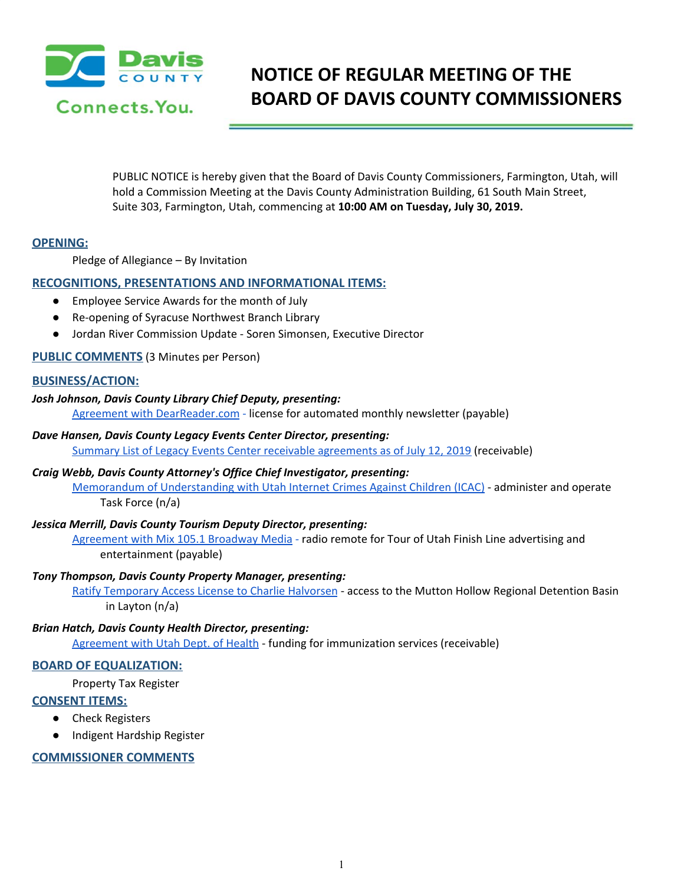# NOTICE OF REGULAR MEETING OF THE BOARD OF DAVIS COUNTY COMMISSIONERS

PUBLIC NOTICE is hereby given that the Board of Davis County Commissioners, Farmington, Utah, will hold a Commission Meeting at the Davis County Administration Building, 61 South Main Street, Suite 303, Farmington, Utah, commencing at **10:00 AM on Tuesday, July 30, 2019.**

## OPENING:

Pledge of Allegiance – By Invitation

## RECOGNITIONS, PRESENTATIONS AND INFORMATIONAL ITEMS:

- Employee Service Awards for the month of July
- Re-opening of Syracuse Northwest Branch Library
- Jordan River Commission Update - Soren Simonsen, Executive Director

## PUBLIC COMMENTS (3 Minutes per Person)

## BUSINESS/ACTION:

***Josh Johnson, Davis County Library Chief Deputy, presenting:***

Agreement with DearReader.com - license for automated monthly newsletter (payable)

***Dave Hansen, Davis County Legacy Events Center Director, presenting:***

Summary List of Legacy Events Center receivable agreements as of July 12, 2019 (receivable)

***Craig Webb, Davis County Attorney's Office Chief Investigator, presenting:***

Memorandum of Understanding with Utah Internet Crimes Against Children (ICAC) - administer and operate Task Force (n/a)

***Jessica Merrill, Davis County Tourism Deputy Director, presenting:***

Agreement with Mix 105.1 Broadway Media - radio remote for Tour of Utah Finish Line advertising and entertainment (payable)

***Tony Thompson, Davis County Property Manager, presenting:***

Ratify Temporary Access License to Charlie Halvorsen - access to the Mutton Hollow Regional Detention Basin in Layton (n/a)

***Brian Hatch, Davis County Health Director, presenting:***

Agreement with Utah Dept. of Health - funding for immunization services (receivable)

## BOARD OF EQUALIZATION:

Property Tax Register

## CONSENT ITEMS:

- Check Registers
- Indigent Hardship Register

## COMMISSIONER COMMENTS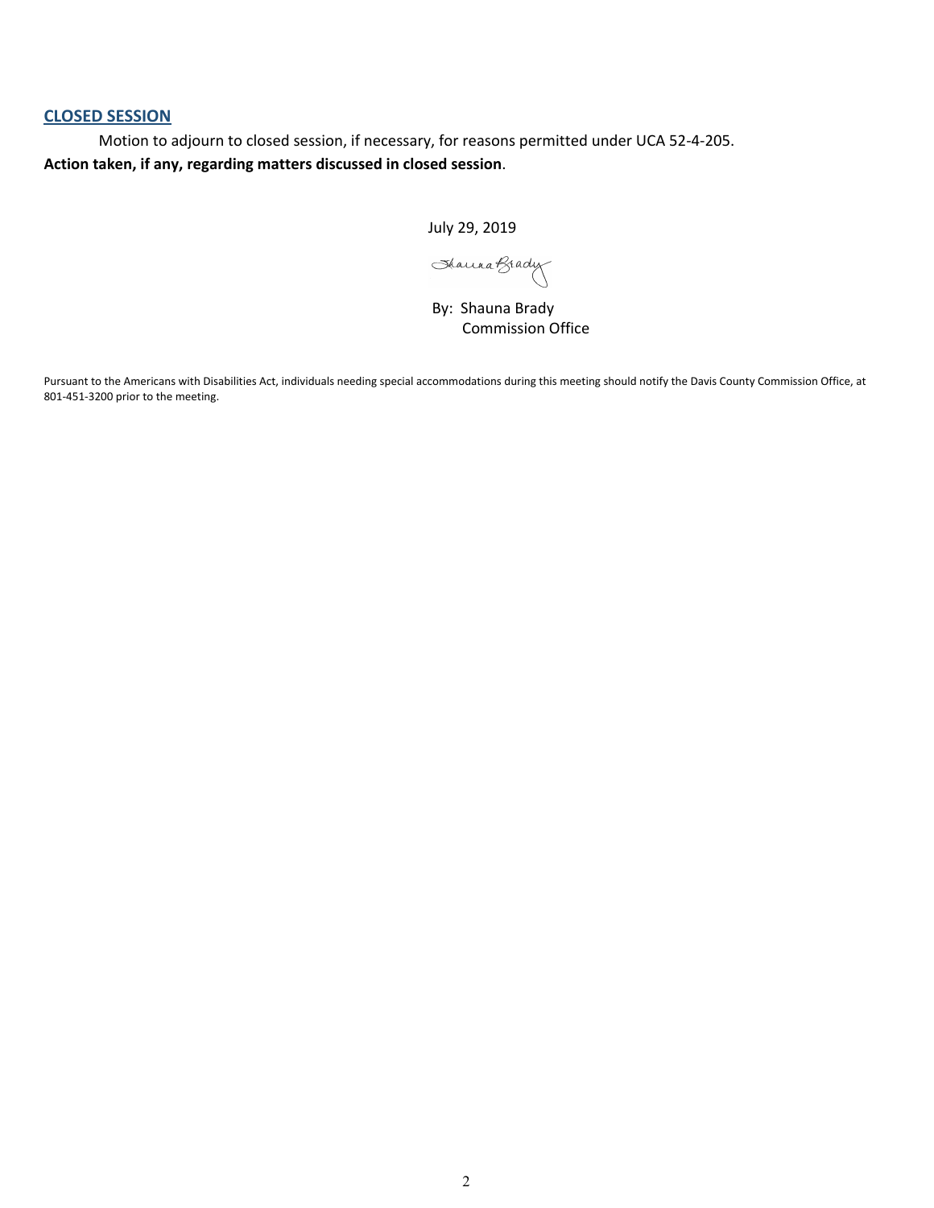## CLOSED SESSION

Motion to adjourn to closed session, if necessary, for reasons permitted under UCA 52-4-205.

**Action taken, if any, regarding matters discussed in closed session**.

July 29, 2019

Shauna Brady

By: Shauna Brady
Commission Office

Pursuant to the Americans with Disabilities Act, individuals needing special accommodations during this meeting should notify the Davis County Commission Office, at 801-451-3200 prior to the meeting.